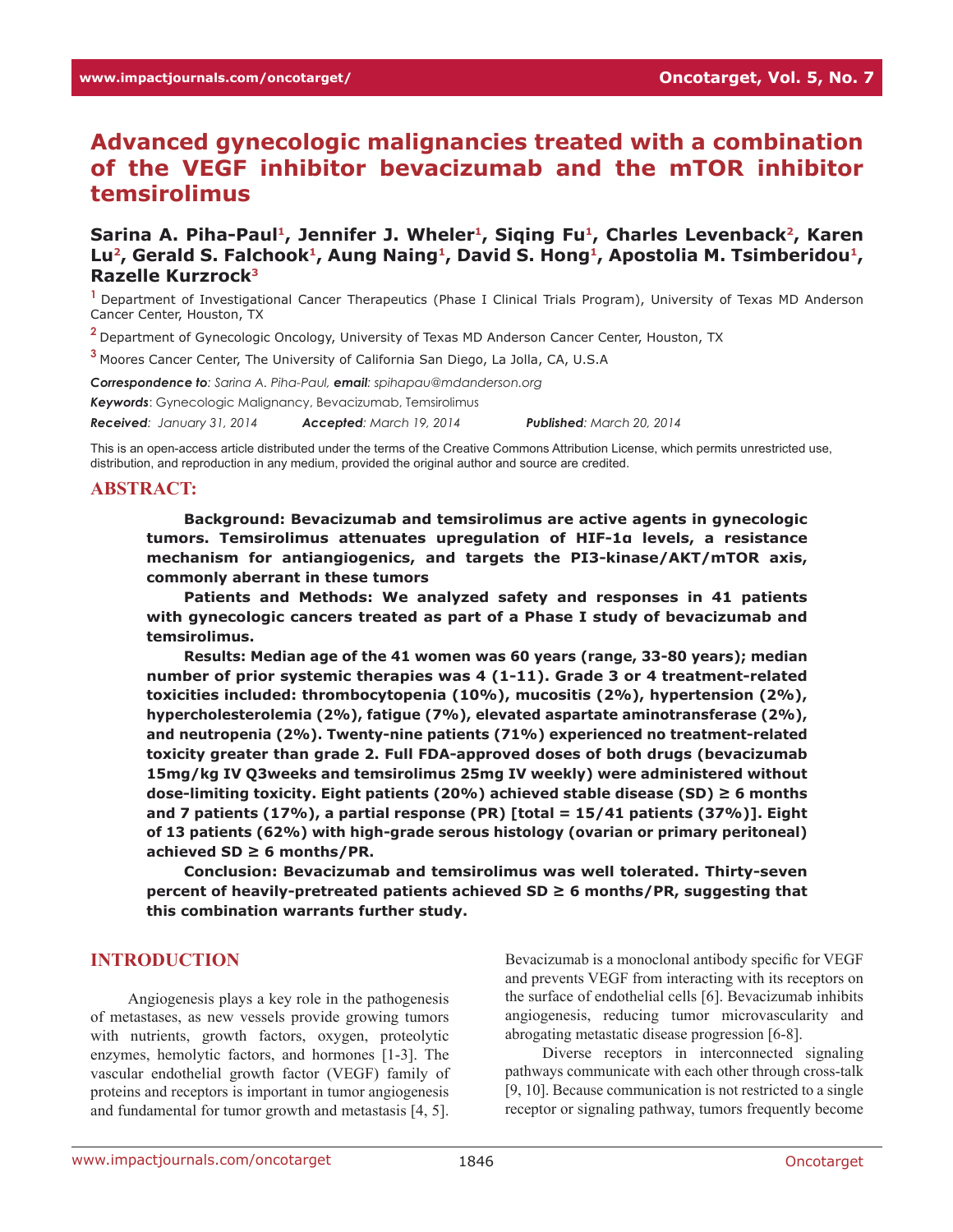# Advanced gynecologic malignancies treated with a combination of the VEGF inhibitor bevacizumab and the mTOR inhibitor temsirolimus

**Sarina A. Piha-Paul[1], Jennifer J. Wheler[1], Siqing Fu[1], Charles Levenback[2], Karen Lu[2], Gerald S. Falchook[1], Aung Naing[1], David S. Hong[1], Apostolia M. Tsimberidou[1], Razelle Kurzrock[3]**

[1] Department of Investigational Cancer Therapeutics (Phase I Clinical Trials Program), University of Texas MD Anderson Cancer Center, Houston, TX

[2] Department of Gynecologic Oncology, University of Texas MD Anderson Cancer Center, Houston, TX

[3] Moores Cancer Center, The University of California San Diego, La Jolla, CA, U.S.A

***Correspondence to**: Sarina A. Piha-Paul, **email**: spihapau@mdanderson.org*

***Keywords***: Gynecologic Malignancy, Bevacizumab, Temsirolimus

***Received**: January 31, 2014* ***Accepted**: March 19, 2014* ***Published**: March 20, 2014*

This is an open-access article distributed under the terms of the Creative Commons Attribution License, which permits unrestricted use, distribution, and reproduction in any medium, provided the original author and source are credited.

## ABSTRACT:

**Background: Bevacizumab and temsirolimus are active agents in gynecologic tumors. Temsirolimus attenuates upregulation of HIF-1α levels, a resistance mechanism for antiangiogenics, and targets the PI3-kinase/AKT/mTOR axis, commonly aberrant in these tumors**

**Patients and Methods: We analyzed safety and responses in 41 patients with gynecologic cancers treated as part of a Phase I study of bevacizumab and temsirolimus.**

**Results: Median age of the 41 women was 60 years (range, 33-80 years); median number of prior systemic therapies was 4 (1-11). Grade 3 or 4 treatment-related toxicities included: thrombocytopenia (10%), mucositis (2%), hypertension (2%), hypercholesterolemia (2%), fatigue (7%), elevated aspartate aminotransferase (2%), and neutropenia (2%). Twenty-nine patients (71%) experienced no treatment-related toxicity greater than grade 2. Full FDA-approved doses of both drugs (bevacizumab 15mg/kg IV Q3weeks and temsirolimus 25mg IV weekly) were administered without dose-limiting toxicity. Eight patients (20%) achieved stable disease (SD) ≥ 6 months and 7 patients (17%), a partial response (PR) [total = 15/41 patients (37%)]. Eight of 13 patients (62%) with high-grade serous histology (ovarian or primary peritoneal) achieved SD ≥ 6 months/PR.**

**Conclusion: Bevacizumab and temsirolimus was well tolerated. Thirty-seven percent of heavily-pretreated patients achieved SD ≥ 6 months/PR, suggesting that this combination warrants further study.**

## INTRODUCTION

Angiogenesis plays a key role in the pathogenesis of metastases, as new vessels provide growing tumors with nutrients, growth factors, oxygen, proteolytic enzymes, hemolytic factors, and hormones [1-3]. The vascular endothelial growth factor (VEGF) family of proteins and receptors is important in tumor angiogenesis and fundamental for tumor growth and metastasis [4, 5]. Bevacizumab is a monoclonal antibody specific for VEGF and prevents VEGF from interacting with its receptors on the surface of endothelial cells [6]. Bevacizumab inhibits angiogenesis, reducing tumor microvascularity and abrogating metastatic disease progression [6-8].

Diverse receptors in interconnected signaling pathways communicate with each other through cross-talk [9, 10]. Because communication is not restricted to a single receptor or signaling pathway, tumors frequently become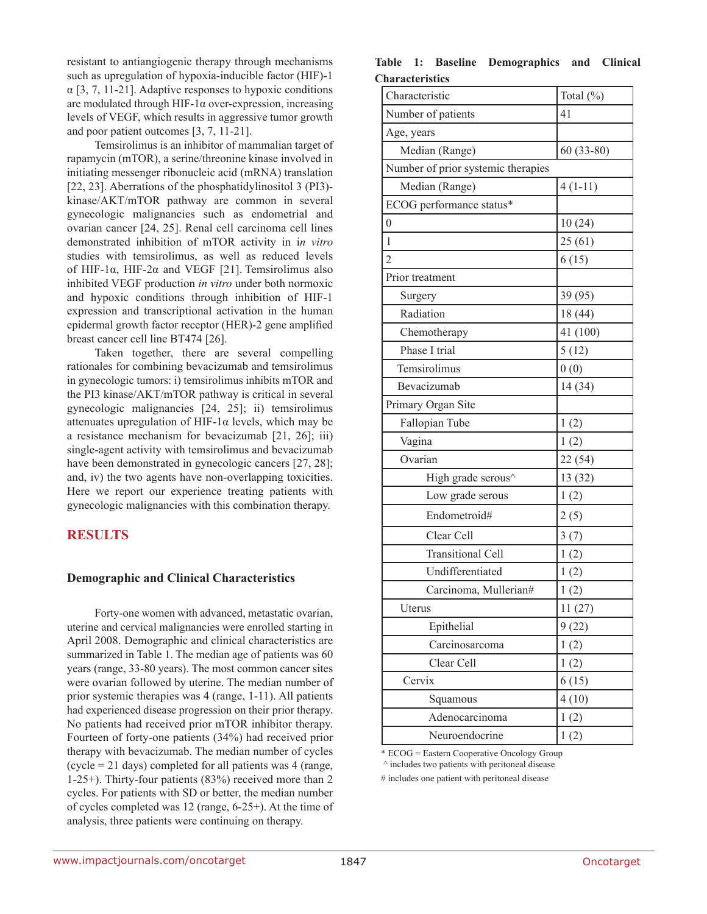resistant to antiangiogenic therapy through mechanisms such as upregulation of hypoxia-inducible factor (HIF)-1 α [3, 7, 11-21]. Adaptive responses to hypoxic conditions are modulated through HIF-1α over-expression, increasing levels of VEGF, which results in aggressive tumor growth and poor patient outcomes [3, 7, 11-21].

Temsirolimus is an inhibitor of mammalian target of rapamycin (mTOR), a serine/threonine kinase involved in initiating messenger ribonucleic acid (mRNA) translation [22, 23]. Aberrations of the phosphatidylinositol 3 (PI3)-kinase/AKT/mTOR pathway are common in several gynecologic malignancies such as endometrial and ovarian cancer [24, 25]. Renal cell carcinoma cell lines demonstrated inhibition of mTOR activity in *in vitro* studies with temsirolimus, as well as reduced levels of HIF-1α, HIF-2α and VEGF [21]. Temsirolimus also inhibited VEGF production *in vitro* under both normoxic and hypoxic conditions through inhibition of HIF-1 expression and transcriptional activation in the human epidermal growth factor receptor (HER)-2 gene amplified breast cancer cell line BT474 [26].

Taken together, there are several compelling rationales for combining bevacizumab and temsirolimus in gynecologic tumors: i) temsirolimus inhibits mTOR and the PI3 kinase/AKT/mTOR pathway is critical in several gynecologic malignancies [24, 25]; ii) temsirolimus attenuates upregulation of HIF-1α levels, which may be a resistance mechanism for bevacizumab [21, 26]; iii) single-agent activity with temsirolimus and bevacizumab have been demonstrated in gynecologic cancers [27, 28]; and, iv) the two agents have non-overlapping toxicities. Here we report our experience treating patients with gynecologic malignancies with this combination therapy.

## RESULTS

### Demographic and Clinical Characteristics

Forty-one women with advanced, metastatic ovarian, uterine and cervical malignancies were enrolled starting in April 2008. Demographic and clinical characteristics are summarized in Table 1. The median age of patients was 60 years (range, 33-80 years). The most common cancer sites were ovarian followed by uterine. The median number of prior systemic therapies was 4 (range, 1-11). All patients had experienced disease progression on their prior therapy. No patients had received prior mTOR inhibitor therapy. Fourteen of forty-one patients (34%) had received prior therapy with bevacizumab. The median number of cycles (cycle = 21 days) completed for all patients was 4 (range, 1-25+). Thirty-four patients (83%) received more than 2 cycles. For patients with SD or better, the median number of cycles completed was 12 (range, 6-25+). At the time of analysis, three patients were continuing on therapy.

**Table 1: Baseline Demographics and Clinical Characteristics**

| Characteristic | Total (%) |
|---|---|
| Number of patients | 41 |
| Age, years | |
| Median (Range) | 60 (33-80) |
| Number of prior systemic therapies | |
| Median (Range) | 4 (1-11) |
| ECOG performance status* | |
| 0 | 10 (24) |
| 1 | 25 (61) |
| 2 | 6 (15) |
| Prior treatment | |
| Surgery | 39 (95) |
| Radiation | 18 (44) |
| Chemotherapy | 41 (100) |
| Phase I trial | 5 (12) |
| Temsirolimus | 0 (0) |
| Bevacizumab | 14 (34) |
| Primary Organ Site | |
| Fallopian Tube | 1 (2) |
| Vagina | 1 (2) |
| Ovarian | 22 (54) |
| High grade serous^ | 13 (32) |
| Low grade serous | 1 (2) |
| Endometroid# | 2 (5) |
| Clear Cell | 3 (7) |
| Transitional Cell | 1 (2) |
| Undifferentiated | 1 (2) |
| Carcinoma, Mullerian# | 1 (2) |
| Uterus | 11 (27) |
| Epithelial | 9 (22) |
| Carcinosarcoma | 1 (2) |
| Clear Cell | 1 (2) |
| Cervix | 6 (15) |
| Squamous | 4 (10) |
| Adenocarcinoma | 1 (2) |
| Neuroendocrine | 1 (2) |

* ECOG = Eastern Cooperative Oncology Group
^ includes two patients with peritoneal disease
# includes one patient with peritoneal disease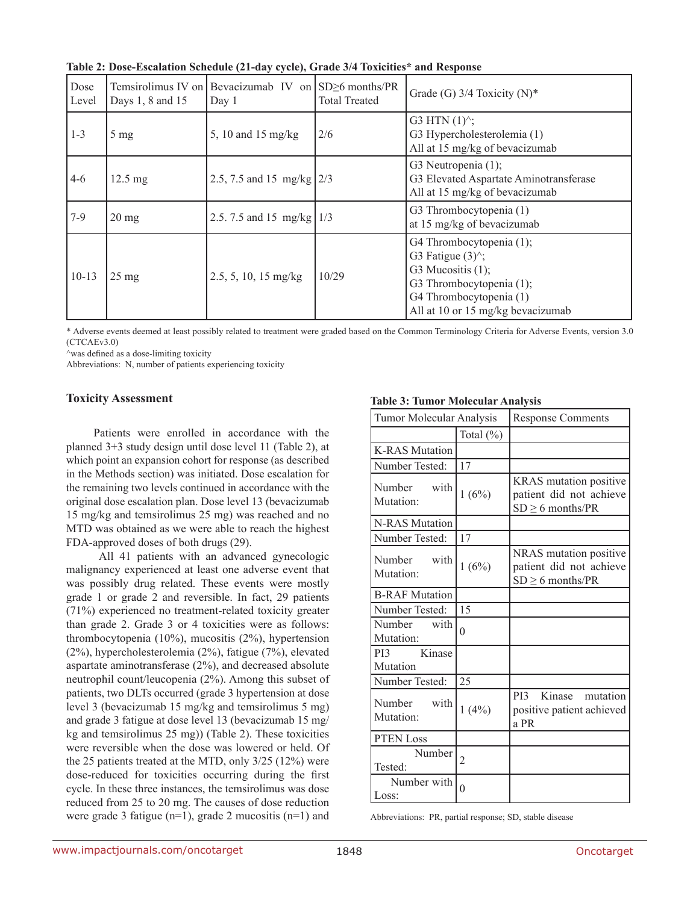**Table 2: Dose-Escalation Schedule (21-day cycle), Grade 3/4 Toxicities* and Response**

| Dose Level | Temsirolimus IV on Days 1, 8 and 15 | Bevacizumab IV on Day 1 | SD≥6 months/PR Total Treated | Grade (G) 3/4 Toxicity (N)* |
|---|---|---|---|---|
| 1-3 | 5 mg | 5, 10 and 15 mg/kg | 2/6 | G3 HTN (1)^; G3 Hypercholesterolemia (1) All at 15 mg/kg of bevacizumab |
| 4-6 | 12.5 mg | 2.5, 7.5 and 15 mg/kg | 2/3 | G3 Neutropenia (1); G3 Elevated Aspartate Aminotransferase All at 15 mg/kg of bevacizumab |
| 7-9 | 20 mg | 2.5. 7.5 and 15 mg/kg | 1/3 | G3 Thrombocytopenia (1) at 15 mg/kg of bevacizumab |
| 10-13 | 25 mg | 2.5, 5, 10, 15 mg/kg | 10/29 | G4 Thrombocytopenia (1); G3 Fatigue (3)^; G3 Mucositis (1); G3 Thrombocytopenia (1); G4 Thrombocytopenia (1) All at 10 or 15 mg/kg bevacizumab |

* Adverse events deemed at least possibly related to treatment were graded based on the Common Terminology Criteria for Adverse Events, version 3.0 (CTCAEv3.0)

^was defined as a dose-limiting toxicity

Abbreviations: N, number of patients experiencing toxicity

### Toxicity Assessment

Patients were enrolled in accordance with the planned 3+3 study design until dose level 11 (Table 2), at which point an expansion cohort for response (as described in the Methods section) was initiated. Dose escalation for the remaining two levels continued in accordance with the original dose escalation plan. Dose level 13 (bevacizumab 15 mg/kg and temsirolimus 25 mg) was reached and no MTD was obtained as we were able to reach the highest FDA-approved doses of both drugs (29).

All 41 patients with an advanced gynecologic malignancy experienced at least one adverse event that was possibly drug related. These events were mostly grade 1 or grade 2 and reversible. In fact, 29 patients (71%) experienced no treatment-related toxicity greater than grade 2. Grade 3 or 4 toxicities were as follows: thrombocytopenia (10%), mucositis (2%), hypertension (2%), hypercholesterolemia (2%), fatigue (7%), elevated aspartate aminotransferase (2%), and decreased absolute neutrophil count/leucopenia (2%). Among this subset of patients, two DLTs occurred (grade 3 hypertension at dose level 3 (bevacizumab 15 mg/kg and temsirolimus 5 mg) and grade 3 fatigue at dose level 13 (bevacizumab 15 mg/kg and temsirolimus 25 mg)) (Table 2). These toxicities were reversible when the dose was lowered or held. Of the 25 patients treated at the MTD, only 3/25 (12%) were dose-reduced for toxicities occurring during the first cycle. In these three instances, the temsirolimus was dose reduced from 25 to 20 mg. The causes of dose reduction were grade 3 fatigue (n=1), grade 2 mucositis (n=1) and

**Table 3: Tumor Molecular Analysis**

| Tumor Molecular Analysis | | Response Comments |
|---|---|---|
| | Total (%) | |
| K-RAS Mutation | | |
| Number Tested: | 17 | |
| Number with Mutation: | 1 (6%) | KRAS mutation positive patient did not achieve SD ≥ 6 months/PR |
| N-RAS Mutation | | |
| Number Tested: | 17 | |
| Number with Mutation: | 1 (6%) | NRAS mutation positive patient did not achieve SD ≥ 6 months/PR |
| B-RAF Mutation | | |
| Number Tested: | 15 | |
| Number with Mutation: | 0 | |
| PI3 Kinase Mutation | | |
| Number Tested: | 25 | |
| Number with Mutation: | 1 (4%) | PI3 Kinase mutation positive patient achieved a PR |
| PTEN Loss | | |
| Number Tested: | 2 | |
| Number with Loss: | 0 | |

Abbreviations: PR, partial response; SD, stable disease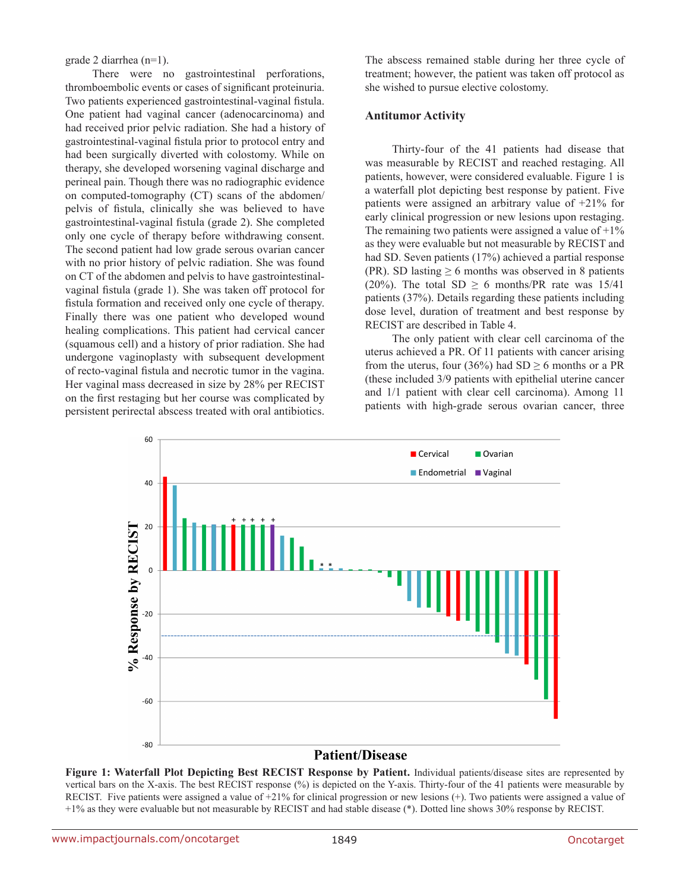grade 2 diarrhea (n=1).

There were no gastrointestinal perforations, thromboembolic events or cases of significant proteinuria. Two patients experienced gastrointestinal-vaginal fistula. One patient had vaginal cancer (adenocarcinoma) and had received prior pelvic radiation. She had a history of gastrointestinal-vaginal fistula prior to protocol entry and had been surgically diverted with colostomy. While on therapy, she developed worsening vaginal discharge and perineal pain. Though there was no radiographic evidence on computed-tomography (CT) scans of the abdomen/pelvis of fistula, clinically she was believed to have gastrointestinal-vaginal fistula (grade 2). She completed only one cycle of therapy before withdrawing consent. The second patient had low grade serous ovarian cancer with no prior history of pelvic radiation. She was found on CT of the abdomen and pelvis to have gastrointestinal-vaginal fistula (grade 1). She was taken off protocol for fistula formation and received only one cycle of therapy. Finally there was one patient who developed wound healing complications. This patient had cervical cancer (squamous cell) and a history of prior radiation. She had undergone vaginoplasty with subsequent development of recto-vaginal fistula and necrotic tumor in the vagina. Her vaginal mass decreased in size by 28% per RECIST on the first restaging but her course was complicated by persistent perirectal abscess treated with oral antibiotics. The abscess remained stable during her three cycle of treatment; however, the patient was taken off protocol as she wished to pursue elective colostomy.

## Antitumor Activity

Thirty-four of the 41 patients had disease that was measurable by RECIST and reached restaging. All patients, however, were considered evaluable. Figure 1 is a waterfall plot depicting best response by patient. Five patients were assigned an arbitrary value of +21% for early clinical progression or new lesions upon restaging. The remaining two patients were assigned a value of +1% as they were evaluable but not measurable by RECIST and had SD. Seven patients (17%) achieved a partial response (PR). SD lasting ≥ 6 months was observed in 8 patients (20%). The total SD ≥ 6 months/PR rate was 15/41 patients (37%). Details regarding these patients including dose level, duration of treatment and best response by RECIST are described in Table 4.

The only patient with clear cell carcinoma of the uterus achieved a PR. Of 11 patients with cancer arising from the uterus, four (36%) had SD ≥ 6 months or a PR (these included 3/9 patients with epithelial uterine cancer and 1/1 patient with clear cell carcinoma). Among 11 patients with high-grade serous ovarian cancer, three

**Figure 1: Waterfall Plot Depicting Best RECIST Response by Patient.** Individual patients/disease sites are represented by vertical bars on the X-axis. The best RECIST response (%) is depicted on the Y-axis. Thirty-four of the 41 patients were measurable by RECIST. Five patients were assigned a value of +21% for clinical progression or new lesions (+). Two patients were assigned a value of +1% as they were evaluable but not measurable by RECIST and had stable disease (*). Dotted line shows 30% response by RECIST.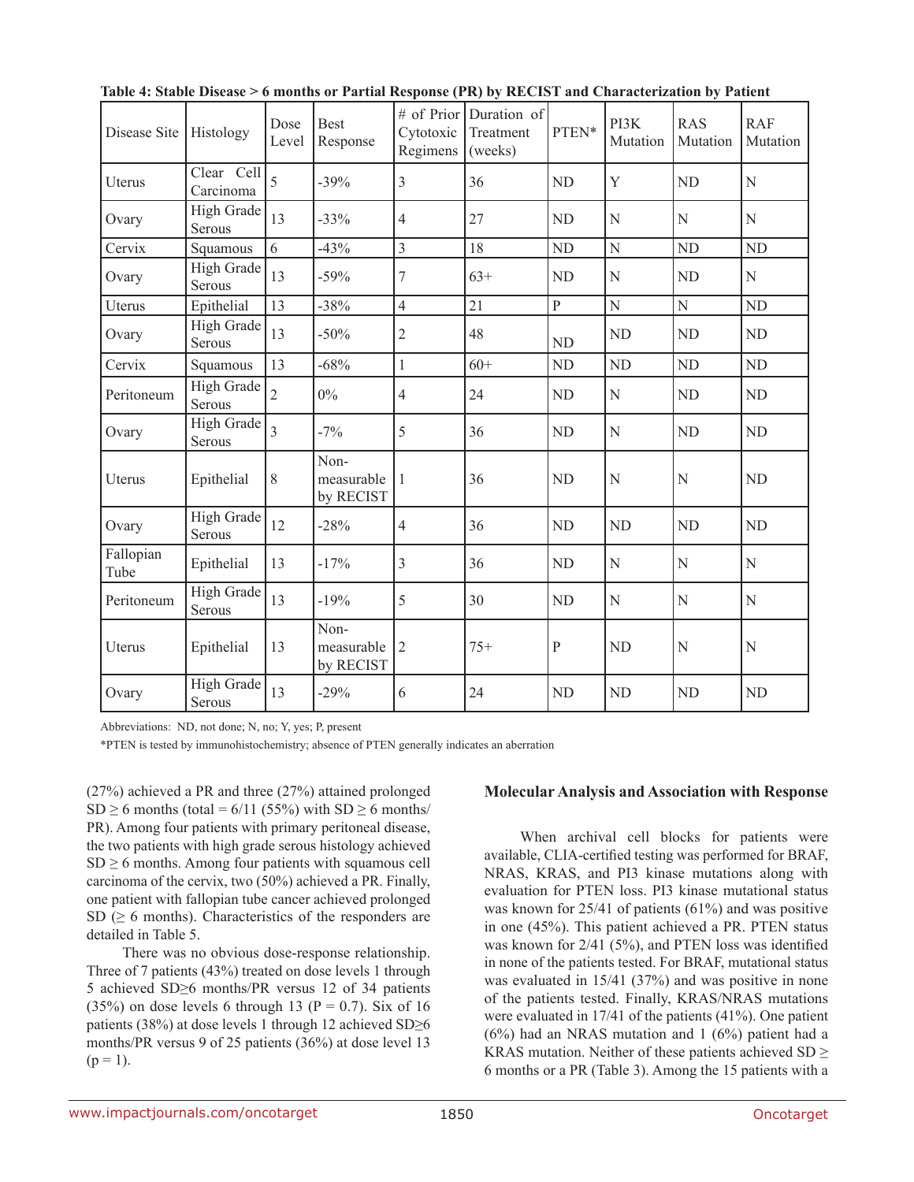**Table 4: Stable Disease > 6 months or Partial Response (PR) by RECIST and Characterization by Patient**

| Disease Site | Histology | Dose Level | Best Response | # of Prior Cytotoxic Regimens | Duration of Treatment (weeks) | PTEN* | PI3K Mutation | RAS Mutation | RAF Mutation |
|---|---|---|---|---|---|---|---|---|---|
| Uterus | Clear Cell Carcinoma | 5 | -39% | 3 | 36 | ND | Y | ND | N |
| Ovary | High Grade Serous | 13 | -33% | 4 | 27 | ND | N | N | N |
| Cervix | Squamous | 6 | -43% | 3 | 18 | ND | N | ND | ND |
| Ovary | High Grade Serous | 13 | -59% | 7 | 63+ | ND | N | ND | N |
| Uterus | Epithelial | 13 | -38% | 4 | 21 | P | N | N | ND |
| Ovary | High Grade Serous | 13 | -50% | 2 | 48 | ND | ND | ND | ND |
| Cervix | Squamous | 13 | -68% | 1 | 60+ | ND | ND | ND | ND |
| Peritoneum | High Grade Serous | 2 | 0% | 4 | 24 | ND | N | ND | ND |
| Ovary | High Grade Serous | 3 | -7% | 5 | 36 | ND | N | ND | ND |
| Uterus | Epithelial | 8 | Non-measurable by RECIST | 1 | 36 | ND | N | N | ND |
| Ovary | High Grade Serous | 12 | -28% | 4 | 36 | ND | ND | ND | ND |
| Fallopian Tube | Epithelial | 13 | -17% | 3 | 36 | ND | N | N | N |
| Peritoneum | High Grade Serous | 13 | -19% | 5 | 30 | ND | N | N | N |
| Uterus | Epithelial | 13 | Non-measurable by RECIST | 2 | 75+ | P | ND | N | N |
| Ovary | High Grade Serous | 13 | -29% | 6 | 24 | ND | ND | ND | ND |

Abbreviations: ND, not done; N, no; Y, yes; P, present

*PTEN is tested by immunohistochemistry; absence of PTEN generally indicates an aberration

(27%) achieved a PR and three (27%) attained prolonged SD ≥ 6 months (total = 6/11 (55%) with SD ≥ 6 months/PR). Among four patients with primary peritoneal disease, the two patients with high grade serous histology achieved SD ≥ 6 months. Among four patients with squamous cell carcinoma of the cervix, two (50%) achieved a PR. Finally, one patient with fallopian tube cancer achieved prolonged SD (≥ 6 months). Characteristics of the responders are detailed in Table 5.

There was no obvious dose-response relationship. Three of 7 patients (43%) treated on dose levels 1 through 5 achieved SD≥6 months/PR versus 12 of 34 patients (35%) on dose levels 6 through 13 ($P = 0.7$). Six of 16 patients (38%) at dose levels 1 through 12 achieved SD≥6 months/PR versus 9 of 25 patients (36%) at dose level 13 ($p = 1$).

## Molecular Analysis and Association with Response

When archival cell blocks for patients were available, CLIA-certified testing was performed for BRAF, NRAS, KRAS, and PI3 kinase mutations along with evaluation for PTEN loss. PI3 kinase mutational status was known for 25/41 of patients (61%) and was positive in one (45%). This patient achieved a PR. PTEN status was known for 2/41 (5%), and PTEN loss was identified in none of the patients tested. For BRAF, mutational status was evaluated in 15/41 (37%) and was positive in none of the patients tested. Finally, KRAS/NRAS mutations were evaluated in 17/41 of the patients (41%). One patient (6%) had an NRAS mutation and 1 (6%) patient had a KRAS mutation. Neither of these patients achieved SD ≥ 6 months or a PR (Table 3). Among the 15 patients with a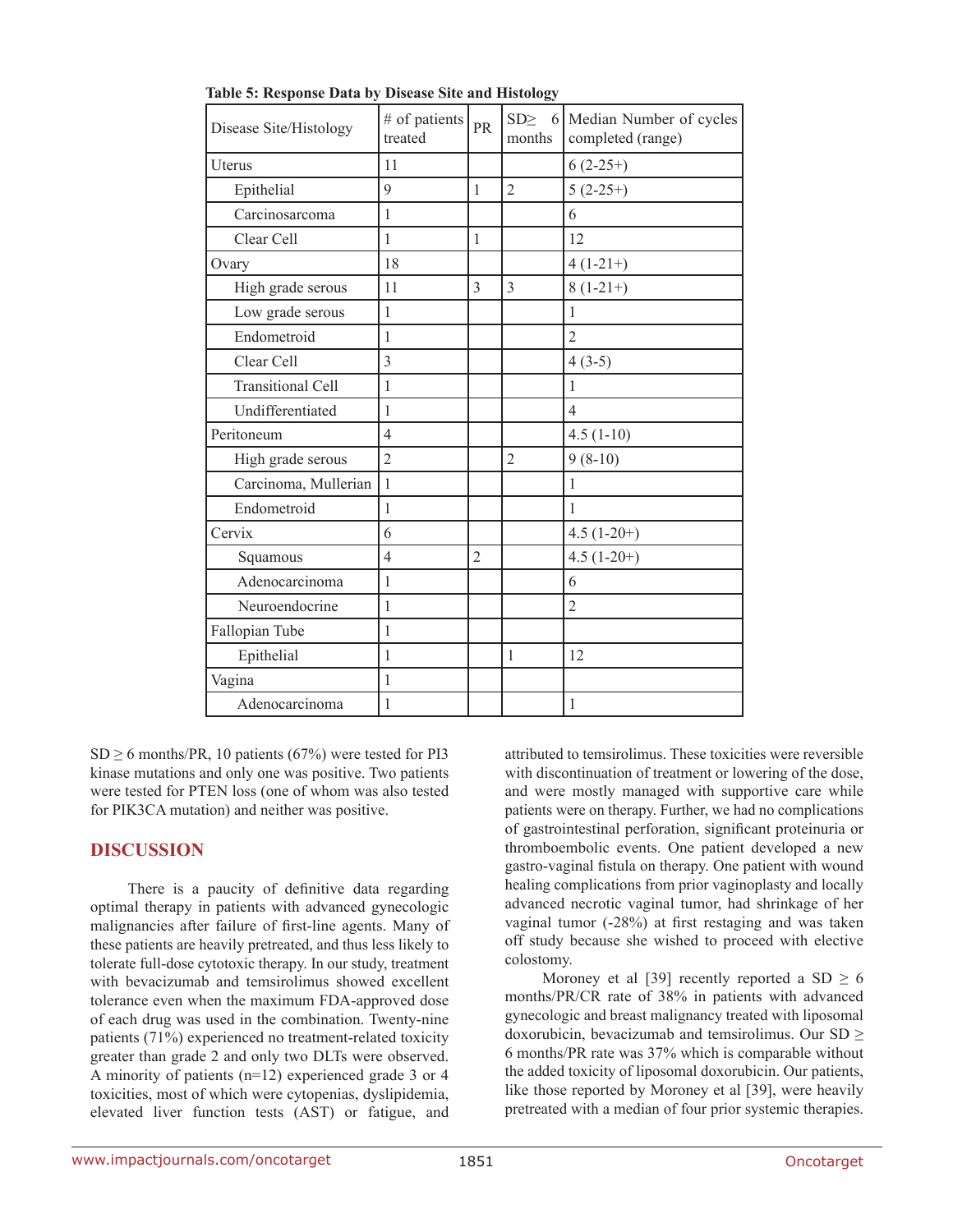**Table 5: Response Data by Disease Site and Histology**

| Disease Site/Histology | # of patients treated | PR | SD≥ 6 months | Median Number of cycles completed (range) |
|---|---|---|---|---|
| Uterus | 11 | | | 6 (2-25+) |
| Epithelial | 9 | 1 | 2 | 5 (2-25+) |
| Carcinosarcoma | 1 | | | 6 |
| Clear Cell | 1 | 1 | | 12 |
| Ovary | 18 | | | 4 (1-21+) |
| High grade serous | 11 | 3 | 3 | 8 (1-21+) |
| Low grade serous | 1 | | | 1 |
| Endometroid | 1 | | | 2 |
| Clear Cell | 3 | | | 4 (3-5) |
| Transitional Cell | 1 | | | 1 |
| Undifferentiated | 1 | | | 4 |
| Peritoneum | 4 | | | 4.5 (1-10) |
| High grade serous | 2 | | 2 | 9 (8-10) |
| Carcinoma, Mullerian | 1 | | | 1 |
| Endometroid | 1 | | | 1 |
| Cervix | 6 | | | 4.5 (1-20+) |
| Squamous | 4 | 2 | | 4.5 (1-20+) |
| Adenocarcinoma | 1 | | | 6 |
| Neuroendocrine | 1 | | | 2 |
| Fallopian Tube | 1 | | | |
| Epithelial | 1 | | 1 | 12 |
| Vagina | 1 | | | |
| Adenocarcinoma | 1 | | | 1 |

SD ≥ 6 months/PR, 10 patients (67%) were tested for PI3 kinase mutations and only one was positive. Two patients were tested for PTEN loss (one of whom was also tested for PIK3CA mutation) and neither was positive.

## DISCUSSION

There is a paucity of definitive data regarding optimal therapy in patients with advanced gynecologic malignancies after failure of first-line agents. Many of these patients are heavily pretreated, and thus less likely to tolerate full-dose cytotoxic therapy. In our study, treatment with bevacizumab and temsirolimus showed excellent tolerance even when the maximum FDA-approved dose of each drug was used in the combination. Twenty-nine patients (71%) experienced no treatment-related toxicity greater than grade 2 and only two DLTs were observed. A minority of patients (n=12) experienced grade 3 or 4 toxicities, most of which were cytopenias, dyslipidemia, elevated liver function tests (AST) or fatigue, and attributed to temsirolimus. These toxicities were reversible with discontinuation of treatment or lowering of the dose, and were mostly managed with supportive care while patients were on therapy. Further, we had no complications of gastrointestinal perforation, significant proteinuria or thromboembolic events. One patient developed a new gastro-vaginal fistula on therapy. One patient with wound healing complications from prior vaginoplasty and locally advanced necrotic vaginal tumor, had shrinkage of her vaginal tumor (-28%) at first restaging and was taken off study because she wished to proceed with elective colostomy.

Moroney et al [39] recently reported a SD ≥ 6 months/PR/CR rate of 38% in patients with advanced gynecologic and breast malignancy treated with liposomal doxorubicin, bevacizumab and temsirolimus. Our SD ≥ 6 months/PR rate was 37% which is comparable without the added toxicity of liposomal doxorubicin. Our patients, like those reported by Moroney et al [39], were heavily pretreated with a median of four prior systemic therapies.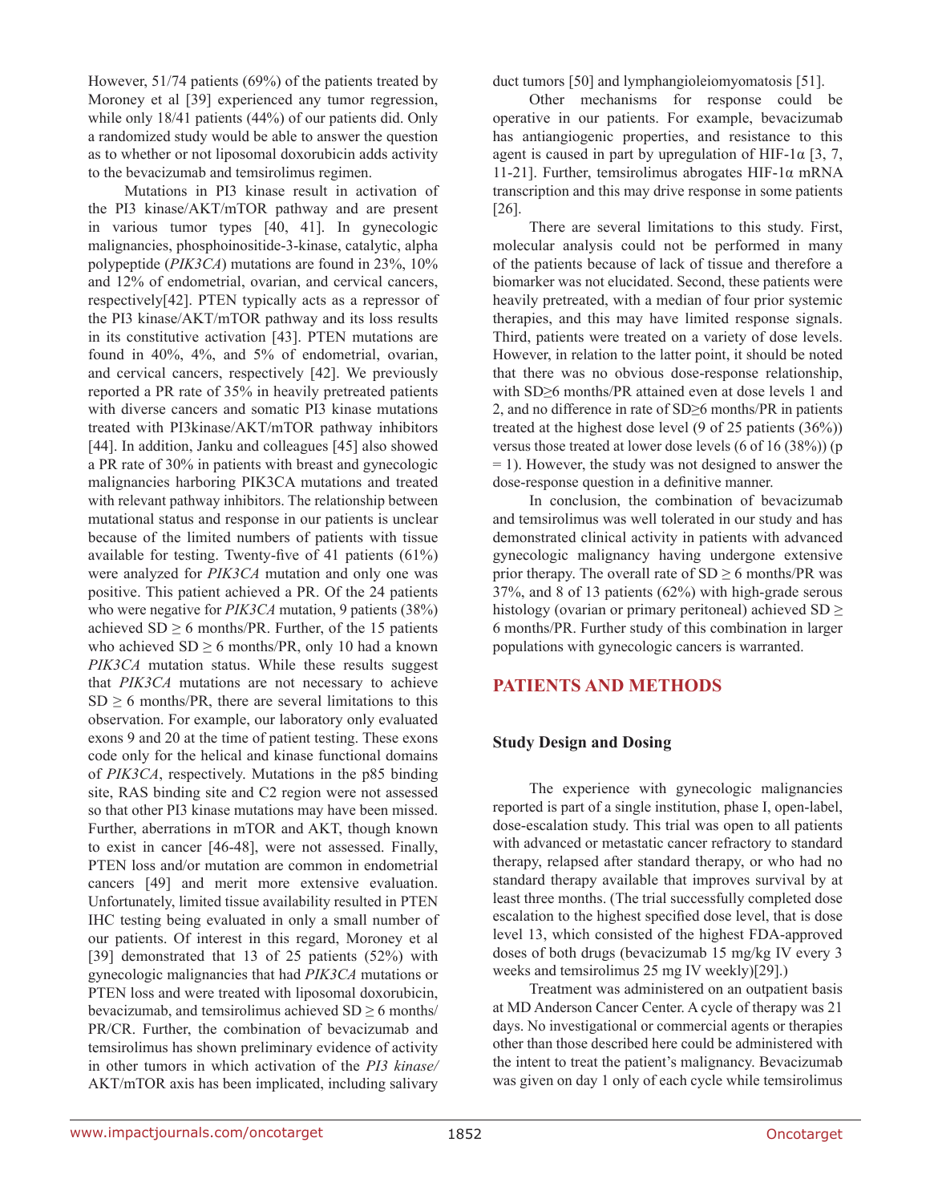However, 51/74 patients (69%) of the patients treated by Moroney et al [39] experienced any tumor regression, while only 18/41 patients (44%) of our patients did. Only a randomized study would be able to answer the question as to whether or not liposomal doxorubicin adds activity to the bevacizumab and temsirolimus regimen.

Mutations in PI3 kinase result in activation of the PI3 kinase/AKT/mTOR pathway and are present in various tumor types [40, 41]. In gynecologic malignancies, phosphoinositide-3-kinase, catalytic, alpha polypeptide (*PIK3CA*) mutations are found in 23%, 10% and 12% of endometrial, ovarian, and cervical cancers, respectively[42]. PTEN typically acts as a repressor of the PI3 kinase/AKT/mTOR pathway and its loss results in its constitutive activation [43]. PTEN mutations are found in 40%, 4%, and 5% of endometrial, ovarian, and cervical cancers, respectively [42]. We previously reported a PR rate of 35% in heavily pretreated patients with diverse cancers and somatic PI3 kinase mutations treated with PI3kinase/AKT/mTOR pathway inhibitors [44]. In addition, Janku and colleagues [45] also showed a PR rate of 30% in patients with breast and gynecologic malignancies harboring PIK3CA mutations and treated with relevant pathway inhibitors. The relationship between mutational status and response in our patients is unclear because of the limited numbers of patients with tissue available for testing. Twenty-five of 41 patients (61%) were analyzed for *PIK3CA* mutation and only one was positive. This patient achieved a PR. Of the 24 patients who were negative for *PIK3CA* mutation, 9 patients (38%) achieved SD $\geq$ 6 months/PR. Further, of the 15 patients who achieved SD $\geq$ 6 months/PR, only 10 had a known *PIK3CA* mutation status. While these results suggest that *PIK3CA* mutations are not necessary to achieve SD $\geq$ 6 months/PR, there are several limitations to this observation. For example, our laboratory only evaluated exons 9 and 20 at the time of patient testing. These exons code only for the helical and kinase functional domains of *PIK3CA*, respectively. Mutations in the p85 binding site, RAS binding site and C2 region were not assessed so that other PI3 kinase mutations may have been missed. Further, aberrations in mTOR and AKT, though known to exist in cancer [46-48], were not assessed. Finally, PTEN loss and/or mutation are common in endometrial cancers [49] and merit more extensive evaluation. Unfortunately, limited tissue availability resulted in PTEN IHC testing being evaluated in only a small number of our patients. Of interest in this regard, Moroney et al [39] demonstrated that 13 of 25 patients (52%) with gynecologic malignancies that had *PIK3CA* mutations or PTEN loss and were treated with liposomal doxorubicin, bevacizumab, and temsirolimus achieved SD $\geq$ 6 months/PR/CR. Further, the combination of bevacizumab and temsirolimus has shown preliminary evidence of activity in other tumors in which activation of the *PI3 kinase/* AKT/mTOR axis has been implicated, including salivary duct tumors [50] and lymphangioleiomyomatosis [51].

Other mechanisms for response could be operative in our patients. For example, bevacizumab has antiangiogenic properties, and resistance to this agent is caused in part by upregulation of HIF-1α [3, 7, 11-21]. Further, temsirolimus abrogates HIF-1α mRNA transcription and this may drive response in some patients [26].

There are several limitations to this study. First, molecular analysis could not be performed in many of the patients because of lack of tissue and therefore a biomarker was not elucidated. Second, these patients were heavily pretreated, with a median of four prior systemic therapies, and this may have limited response signals. Third, patients were treated on a variety of dose levels. However, in relation to the latter point, it should be noted that there was no obvious dose-response relationship, with SD≥6 months/PR attained even at dose levels 1 and 2, and no difference in rate of SD≥6 months/PR in patients treated at the highest dose level (9 of 25 patients (36%)) versus those treated at lower dose levels (6 of 16 (38%)) ($p = 1$). However, the study was not designed to answer the dose-response question in a definitive manner.

In conclusion, the combination of bevacizumab and temsirolimus was well tolerated in our study and has demonstrated clinical activity in patients with advanced gynecologic malignancy having undergone extensive prior therapy. The overall rate of SD $\geq$ 6 months/PR was 37%, and 8 of 13 patients (62%) with high-grade serous histology (ovarian or primary peritoneal) achieved SD $\geq$ 6 months/PR. Further study of this combination in larger populations with gynecologic cancers is warranted.

## PATIENTS AND METHODS

### Study Design and Dosing

The experience with gynecologic malignancies reported is part of a single institution, phase I, open-label, dose-escalation study. This trial was open to all patients with advanced or metastatic cancer refractory to standard therapy, relapsed after standard therapy, or who had no standard therapy available that improves survival by at least three months. (The trial successfully completed dose escalation to the highest specified dose level, that is dose level 13, which consisted of the highest FDA-approved doses of both drugs (bevacizumab 15 mg/kg IV every 3 weeks and temsirolimus 25 mg IV weekly)[29].)

Treatment was administered on an outpatient basis at MD Anderson Cancer Center. A cycle of therapy was 21 days. No investigational or commercial agents or therapies other than those described here could be administered with the intent to treat the patient's malignancy. Bevacizumab was given on day 1 only of each cycle while temsirolimus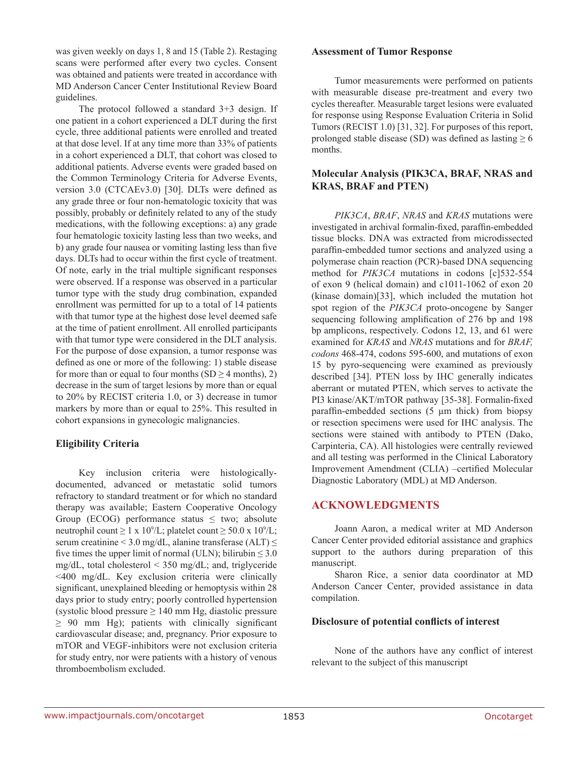was given weekly on days 1, 8 and 15 (Table 2). Restaging scans were performed after every two cycles. Consent was obtained and patients were treated in accordance with MD Anderson Cancer Center Institutional Review Board guidelines.

The protocol followed a standard 3+3 design. If one patient in a cohort experienced a DLT during the first cycle, three additional patients were enrolled and treated at that dose level. If at any time more than 33% of patients in a cohort experienced a DLT, that cohort was closed to additional patients. Adverse events were graded based on the Common Terminology Criteria for Adverse Events, version 3.0 (CTCAEv3.0) [30]. DLTs were defined as any grade three or four non-hematologic toxicity that was possibly, probably or definitely related to any of the study medications, with the following exceptions: a) any grade four hematologic toxicity lasting less than two weeks, and b) any grade four nausea or vomiting lasting less than five days. DLTs had to occur within the first cycle of treatment. Of note, early in the trial multiple significant responses were observed. If a response was observed in a particular tumor type with the study drug combination, expanded enrollment was permitted for up to a total of 14 patients with that tumor type at the highest dose level deemed safe at the time of patient enrollment. All enrolled participants with that tumor type were considered in the DLT analysis. For the purpose of dose expansion, a tumor response was defined as one or more of the following: 1) stable disease for more than or equal to four months (SD ≥ 4 months), 2) decrease in the sum of target lesions by more than or equal to 20% by RECIST criteria 1.0, or 3) decrease in tumor markers by more than or equal to 25%. This resulted in cohort expansions in gynecologic malignancies.

### Eligibility Criteria

Key inclusion criteria were histologically-documented, advanced or metastatic solid tumors refractory to standard treatment or for which no standard therapy was available; Eastern Cooperative Oncology Group (ECOG) performance status ≤ two; absolute neutrophil count ≥ 1 x $10^9$/L; platelet count ≥ 50.0 x $10^9$/L; serum creatinine < 3.0 mg/dL, alanine transferase (ALT) ≤ five times the upper limit of normal (ULN); bilirubin ≤ 3.0 mg/dL, total cholesterol < 350 mg/dL; and, triglyceride <400 mg/dL. Key exclusion criteria were clinically significant, unexplained bleeding or hemoptysis within 28 days prior to study entry; poorly controlled hypertension (systolic blood pressure ≥ 140 mm Hg, diastolic pressure ≥ 90 mm Hg); patients with clinically significant cardiovascular disease; and, pregnancy. Prior exposure to mTOR and VEGF-inhibitors were not exclusion criteria for study entry, nor were patients with a history of venous thromboembolism excluded.

### Assessment of Tumor Response

Tumor measurements were performed on patients with measurable disease pre-treatment and every two cycles thereafter. Measurable target lesions were evaluated for response using Response Evaluation Criteria in Solid Tumors (RECIST 1.0) [31, 32]. For purposes of this report, prolonged stable disease (SD) was defined as lasting ≥ 6 months.

### Molecular Analysis (PIK3CA, BRAF, NRAS and KRAS, BRAF and PTEN)

*PIK3CA*, *BRAF*, *NRAS* and *KRAS* mutations were investigated in archival formalin-fixed, paraffin-embedded tissue blocks. DNA was extracted from microdissected paraffin-embedded tumor sections and analyzed using a polymerase chain reaction (PCR)-based DNA sequencing method for *PIK3CA* mutations in codons [c]532-554 of exon 9 (helical domain) and c1011-1062 of exon 20 (kinase domain)[33], which included the mutation hot spot region of the *PIK3CA* proto-oncogene by Sanger sequencing following amplification of 276 bp and 198 bp amplicons, respectively. Codons 12, 13, and 61 were examined for *KRAS* and *NRAS* mutations and for *BRAF, codons* 468-474, codons 595-600, and mutations of exon 15 by pyro-sequencing were examined as previously described [34]. PTEN loss by IHC generally indicates aberrant or mutated PTEN, which serves to activate the PI3 kinase/AKT/mTOR pathway [35-38]. Formalin-fixed paraffin-embedded sections (5 µm thick) from biopsy or resection specimens were used for IHC analysis. The sections were stained with antibody to PTEN (Dako, Carpinteria, CA). All histologies were centrally reviewed and all testing was performed in the Clinical Laboratory Improvement Amendment (CLIA) –certified Molecular Diagnostic Laboratory (MDL) at MD Anderson.

## ACKNOWLEDGMENTS

Joann Aaron, a medical writer at MD Anderson Cancer Center provided editorial assistance and graphics support to the authors during preparation of this manuscript.

Sharon Rice, a senior data coordinator at MD Anderson Cancer Center, provided assistance in data compilation.

### Disclosure of potential conflicts of interest

None of the authors have any conflict of interest relevant to the subject of this manuscript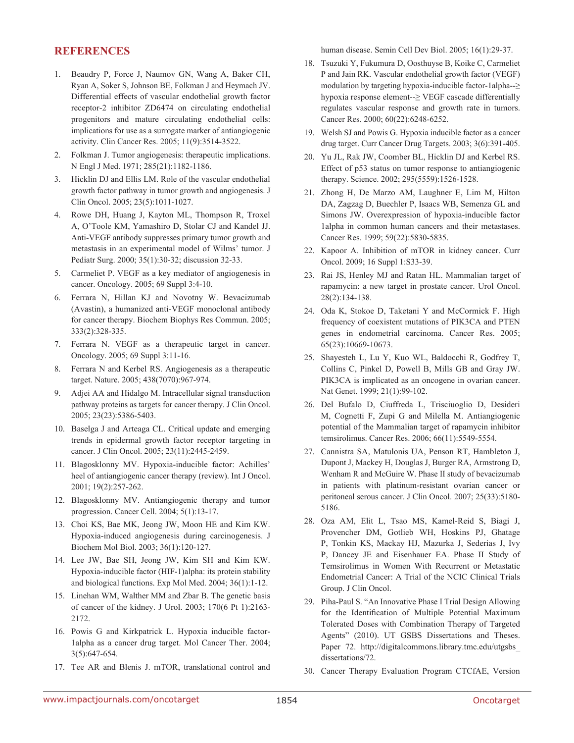## REFERENCES

1. Beaudry P, Force J, Naumov GN, Wang A, Baker CH, Ryan A, Soker S, Johnson BE, Folkman J and Heymach JV. Differential effects of vascular endothelial growth factor receptor-2 inhibitor ZD6474 on circulating endothelial progenitors and mature circulating endothelial cells: implications for use as a surrogate marker of antiangiogenic activity. Clin Cancer Res. 2005; 11(9):3514-3522.
2. Folkman J. Tumor angiogenesis: therapeutic implications. N Engl J Med. 1971; 285(21):1182-1186.
3. Hicklin DJ and Ellis LM. Role of the vascular endothelial growth factor pathway in tumor growth and angiogenesis. J Clin Oncol. 2005; 23(5):1011-1027.
4. Rowe DH, Huang J, Kayton ML, Thompson R, Troxel A, O'Toole KM, Yamashiro D, Stolar CJ and Kandel JJ. Anti-VEGF antibody suppresses primary tumor growth and metastasis in an experimental model of Wilms' tumor. J Pediatr Surg. 2000; 35(1):30-32; discussion 32-33.
5. Carmeliet P. VEGF as a key mediator of angiogenesis in cancer. Oncology. 2005; 69 Suppl 3:4-10.
6. Ferrara N, Hillan KJ and Novotny W. Bevacizumab (Avastin), a humanized anti-VEGF monoclonal antibody for cancer therapy. Biochem Biophys Res Commun. 2005; 333(2):328-335.
7. Ferrara N. VEGF as a therapeutic target in cancer. Oncology. 2005; 69 Suppl 3:11-16.
8. Ferrara N and Kerbel RS. Angiogenesis as a therapeutic target. Nature. 2005; 438(7070):967-974.
9. Adjei AA and Hidalgo M. Intracellular signal transduction pathway proteins as targets for cancer therapy. J Clin Oncol. 2005; 23(23):5386-5403.
10. Baselga J and Arteaga CL. Critical update and emerging trends in epidermal growth factor receptor targeting in cancer. J Clin Oncol. 2005; 23(11):2445-2459.
11. Blagosklonny MV. Hypoxia-inducible factor: Achilles' heel of antiangiogenic cancer therapy (review). Int J Oncol. 2001; 19(2):257-262.
12. Blagosklonny MV. Antiangiogenic therapy and tumor progression. Cancer Cell. 2004; 5(1):13-17.
13. Choi KS, Bae MK, Jeong JW, Moon HE and Kim KW. Hypoxia-induced angiogenesis during carcinogenesis. J Biochem Mol Biol. 2003; 36(1):120-127.
14. Lee JW, Bae SH, Jeong JW, Kim SH and Kim KW. Hypoxia-inducible factor (HIF-1)alpha: its protein stability and biological functions. Exp Mol Med. 2004; 36(1):1-12.
15. Linehan WM, Walther MM and Zbar B. The genetic basis of cancer of the kidney. J Urol. 2003; 170(6 Pt 1):2163-2172.
16. Powis G and Kirkpatrick L. Hypoxia inducible factor-1alpha as a cancer drug target. Mol Cancer Ther. 2004; 3(5):647-654.
17. Tee AR and Blenis J. mTOR, translational control and human disease. Semin Cell Dev Biol. 2005; 16(1):29-37.
18. Tsuzuki Y, Fukumura D, Oosthuyse B, Koike C, Carmeliet P and Jain RK. Vascular endothelial growth factor (VEGF) modulation by targeting hypoxia-inducible factor-1alpha--≥ hypoxia response element--≥ VEGF cascade differentially regulates vascular response and growth rate in tumors. Cancer Res. 2000; 60(22):6248-6252.
19. Welsh SJ and Powis G. Hypoxia inducible factor as a cancer drug target. Curr Cancer Drug Targets. 2003; 3(6):391-405.
20. Yu JL, Rak JW, Coomber BL, Hicklin DJ and Kerbel RS. Effect of p53 status on tumor response to antiangiogenic therapy. Science. 2002; 295(5559):1526-1528.
21. Zhong H, De Marzo AM, Laughner E, Lim M, Hilton DA, Zagzag D, Buechler P, Isaacs WB, Semenza GL and Simons JW. Overexpression of hypoxia-inducible factor 1alpha in common human cancers and their metastases. Cancer Res. 1999; 59(22):5830-5835.
22. Kapoor A. Inhibition of mTOR in kidney cancer. Curr Oncol. 2009; 16 Suppl 1:S33-39.
23. Rai JS, Henley MJ and Ratan HL. Mammalian target of rapamycin: a new target in prostate cancer. Urol Oncol. 28(2):134-138.
24. Oda K, Stokoe D, Taketani Y and McCormick F. High frequency of coexistent mutations of PIK3CA and PTEN genes in endometrial carcinoma. Cancer Res. 2005; 65(23):10669-10673.
25. Shayesteh L, Lu Y, Kuo WL, Baldocchi R, Godfrey T, Collins C, Pinkel D, Powell B, Mills GB and Gray JW. PIK3CA is implicated as an oncogene in ovarian cancer. Nat Genet. 1999; 21(1):99-102.
26. Del Bufalo D, Ciuffreda L, Trisciuoglio D, Desideri M, Cognetti F, Zupi G and Milella M. Antiangiogenic potential of the Mammalian target of rapamycin inhibitor temsirolimus. Cancer Res. 2006; 66(11):5549-5554.
27. Cannistra SA, Matulonis UA, Penson RT, Hambleton J, Dupont J, Mackey H, Douglas J, Burger RA, Armstrong D, Wenham R and McGuire W. Phase II study of bevacizumab in patients with platinum-resistant ovarian cancer or peritoneal serous cancer. J Clin Oncol. 2007; 25(33):5180-5186.
28. Oza AM, Elit L, Tsao MS, Kamel-Reid S, Biagi J, Provencher DM, Gotlieb WH, Hoskins PJ, Ghatage P, Tonkin KS, Mackay HJ, Mazurka J, Sederias J, Ivy P, Dancey JE and Eisenhauer EA. Phase II Study of Temsirolimus in Women With Recurrent or Metastatic Endometrial Cancer: A Trial of the NCIC Clinical Trials Group. J Clin Oncol.
29. Piha-Paul S. "An Innovative Phase I Trial Design Allowing for the Identification of Multiple Potential Maximum Tolerated Doses with Combination Therapy of Targeted Agents" (2010). UT GSBS Dissertations and Theses. Paper 72. http://digitalcommons.library.tmc.edu/utgsbs_dissertations/72.
30. Cancer Therapy Evaluation Program CTCfAE, Version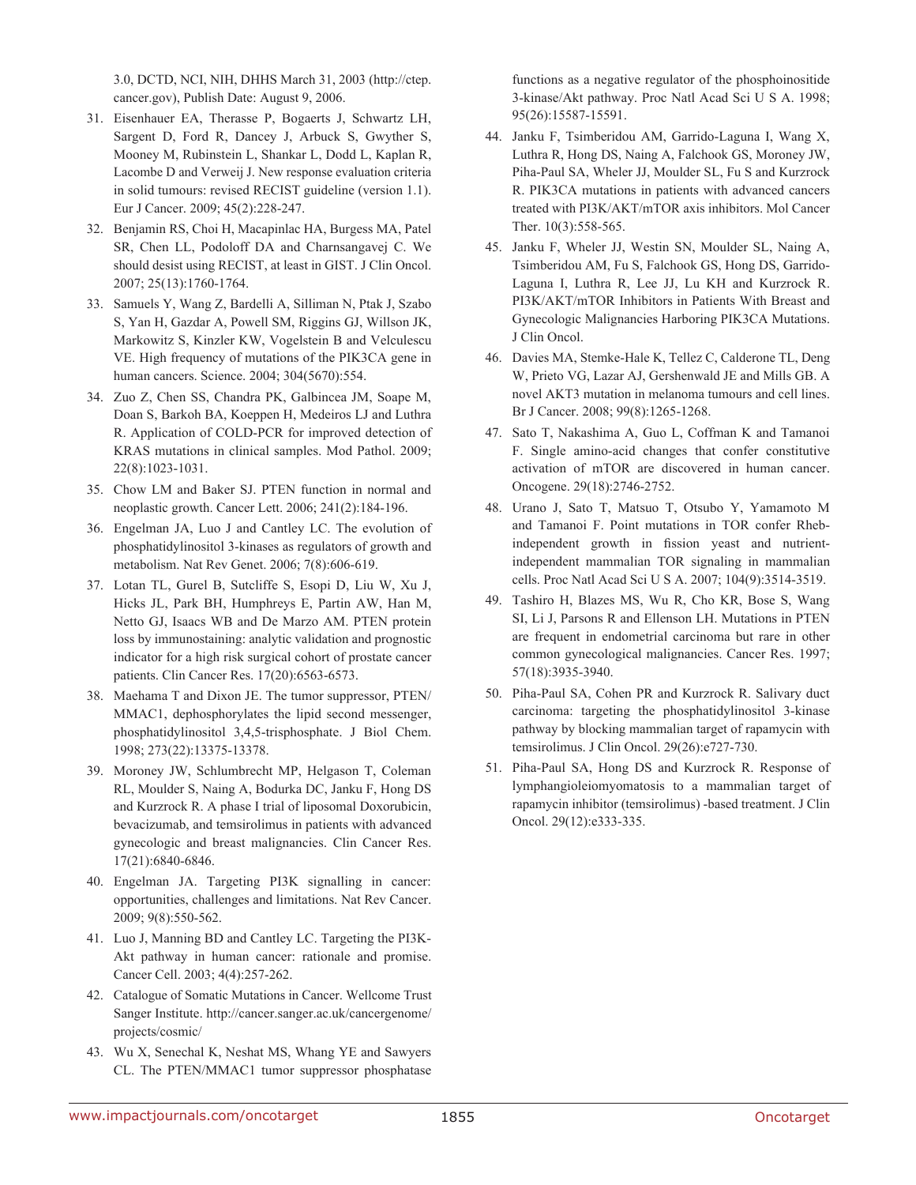3.0, DCTD, NCI, NIH, DHHS March 31, 2003 (http://ctep.cancer.gov), Publish Date: August 9, 2006.

31. Eisenhauer EA, Therasse P, Bogaerts J, Schwartz LH, Sargent D, Ford R, Dancey J, Arbuck S, Gwyther S, Mooney M, Rubinstein L, Shankar L, Dodd L, Kaplan R, Lacombe D and Verweij J. New response evaluation criteria in solid tumours: revised RECIST guideline (version 1.1). Eur J Cancer. 2009; 45(2):228-247.

32. Benjamin RS, Choi H, Macapinlac HA, Burgess MA, Patel SR, Chen LL, Podoloff DA and Charnsangavej C. We should desist using RECIST, at least in GIST. J Clin Oncol. 2007; 25(13):1760-1764.

33. Samuels Y, Wang Z, Bardelli A, Silliman N, Ptak J, Szabo S, Yan H, Gazdar A, Powell SM, Riggins GJ, Willson JK, Markowitz S, Kinzler KW, Vogelstein B and Velculescu VE. High frequency of mutations of the PIK3CA gene in human cancers. Science. 2004; 304(5670):554.

34. Zuo Z, Chen SS, Chandra PK, Galbincea JM, Soape M, Doan S, Barkoh BA, Koeppen H, Medeiros LJ and Luthra R. Application of COLD-PCR for improved detection of KRAS mutations in clinical samples. Mod Pathol. 2009; 22(8):1023-1031.

35. Chow LM and Baker SJ. PTEN function in normal and neoplastic growth. Cancer Lett. 2006; 241(2):184-196.

36. Engelman JA, Luo J and Cantley LC. The evolution of phosphatidylinositol 3-kinases as regulators of growth and metabolism. Nat Rev Genet. 2006; 7(8):606-619.

37. Lotan TL, Gurel B, Sutcliffe S, Esopi D, Liu W, Xu J, Hicks JL, Park BH, Humphreys E, Partin AW, Han M, Netto GJ, Isaacs WB and De Marzo AM. PTEN protein loss by immunostaining: analytic validation and prognostic indicator for a high risk surgical cohort of prostate cancer patients. Clin Cancer Res. 17(20):6563-6573.

38. Maehama T and Dixon JE. The tumor suppressor, PTEN/MMAC1, dephosphorylates the lipid second messenger, phosphatidylinositol 3,4,5-trisphosphate. J Biol Chem. 1998; 273(22):13375-13378.

39. Moroney JW, Schlumbrecht MP, Helgason T, Coleman RL, Moulder S, Naing A, Bodurka DC, Janku F, Hong DS and Kurzrock R. A phase I trial of liposomal Doxorubicin, bevacizumab, and temsirolimus in patients with advanced gynecologic and breast malignancies. Clin Cancer Res. 17(21):6840-6846.

40. Engelman JA. Targeting PI3K signalling in cancer: opportunities, challenges and limitations. Nat Rev Cancer. 2009; 9(8):550-562.

41. Luo J, Manning BD and Cantley LC. Targeting the PI3K-Akt pathway in human cancer: rationale and promise. Cancer Cell. 2003; 4(4):257-262.

42. Catalogue of Somatic Mutations in Cancer. Wellcome Trust Sanger Institute. http://cancer.sanger.ac.uk/cancergenome/projects/cosmic/

43. Wu X, Senechal K, Neshat MS, Whang YE and Sawyers CL. The PTEN/MMAC1 tumor suppressor phosphatase functions as a negative regulator of the phosphoinositide 3-kinase/Akt pathway. Proc Natl Acad Sci U S A. 1998; 95(26):15587-15591.

44. Janku F, Tsimberidou AM, Garrido-Laguna I, Wang X, Luthra R, Hong DS, Naing A, Falchook GS, Moroney JW, Piha-Paul SA, Wheler JJ, Moulder SL, Fu S and Kurzrock R. PIK3CA mutations in patients with advanced cancers treated with PI3K/AKT/mTOR axis inhibitors. Mol Cancer Ther. 10(3):558-565.

45. Janku F, Wheler JJ, Westin SN, Moulder SL, Naing A, Tsimberidou AM, Fu S, Falchook GS, Hong DS, Garrido-Laguna I, Luthra R, Lee JJ, Lu KH and Kurzrock R. PI3K/AKT/mTOR Inhibitors in Patients With Breast and Gynecologic Malignancies Harboring PIK3CA Mutations. J Clin Oncol.

46. Davies MA, Stemke-Hale K, Tellez C, Calderone TL, Deng W, Prieto VG, Lazar AJ, Gershenwald JE and Mills GB. A novel AKT3 mutation in melanoma tumours and cell lines. Br J Cancer. 2008; 99(8):1265-1268.

47. Sato T, Nakashima A, Guo L, Coffman K and Tamanoi F. Single amino-acid changes that confer constitutive activation of mTOR are discovered in human cancer. Oncogene. 29(18):2746-2752.

48. Urano J, Sato T, Matsuo T, Otsubo Y, Yamamoto M and Tamanoi F. Point mutations in TOR confer Rheb-independent growth in fission yeast and nutrient-independent mammalian TOR signaling in mammalian cells. Proc Natl Acad Sci U S A. 2007; 104(9):3514-3519.

49. Tashiro H, Blazes MS, Wu R, Cho KR, Bose S, Wang SI, Li J, Parsons R and Ellenson LH. Mutations in PTEN are frequent in endometrial carcinoma but rare in other common gynecological malignancies. Cancer Res. 1997; 57(18):3935-3940.

50. Piha-Paul SA, Cohen PR and Kurzrock R. Salivary duct carcinoma: targeting the phosphatidylinositol 3-kinase pathway by blocking mammalian target of rapamycin with temsirolimus. J Clin Oncol. 29(26):e727-730.

51. Piha-Paul SA, Hong DS and Kurzrock R. Response of lymphangioleiomyomatosis to a mammalian target of rapamycin inhibitor (temsirolimus) -based treatment. J Clin Oncol. 29(12):e333-335.